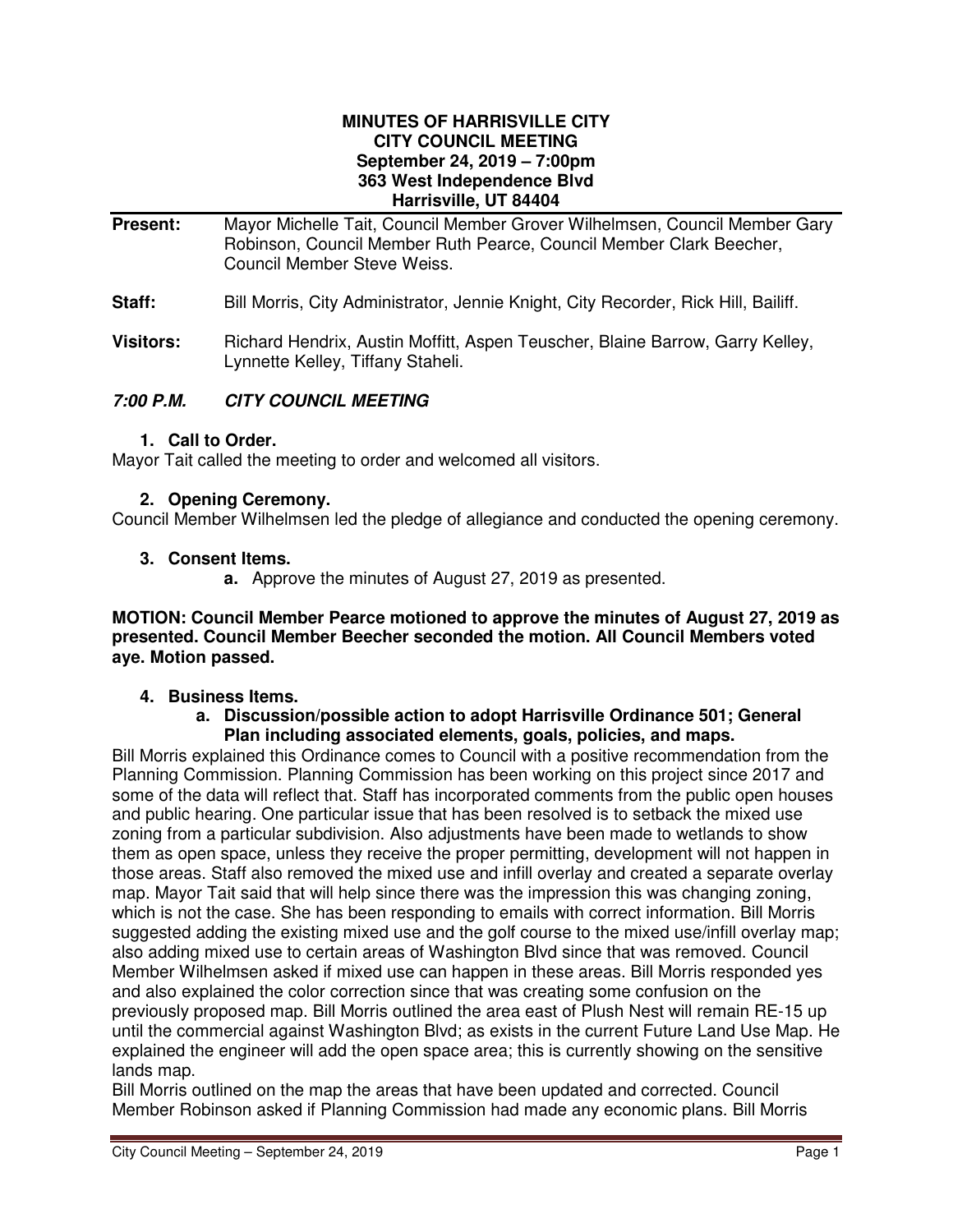**MINUTES OF HARRISVILLE CITY**
**CITY COUNCIL MEETING**
**September 24, 2019 – 7:00pm**
**363 West Independence Blvd**
**Harrisville, UT 84404**

**Present:** Mayor Michelle Tait, Council Member Grover Wilhelmsen, Council Member Gary Robinson, Council Member Ruth Pearce, Council Member Clark Beecher, Council Member Steve Weiss.

**Staff:** Bill Morris, City Administrator, Jennie Knight, City Recorder, Rick Hill, Bailiff.

**Visitors:** Richard Hendrix, Austin Moffitt, Aspen Teuscher, Blaine Barrow, Garry Kelley, Lynnette Kelley, Tiffany Staheli.

***7:00 P.M. CITY COUNCIL MEETING***

1. **Call to Order.**

Mayor Tait called the meeting to order and welcomed all visitors.

2. **Opening Ceremony.**

Council Member Wilhelmsen led the pledge of allegiance and conducted the opening ceremony.

3. **Consent Items.**
    a. Approve the minutes of August 27, 2019 as presented.

**MOTION: Council Member Pearce motioned to approve the minutes of August 27, 2019 as presented. Council Member Beecher seconded the motion. All Council Members voted aye. Motion passed.**

4. **Business Items.**
    a. **Discussion/possible action to adopt Harrisville Ordinance 501; General Plan including associated elements, goals, policies, and maps.**

Bill Morris explained this Ordinance comes to Council with a positive recommendation from the Planning Commission. Planning Commission has been working on this project since 2017 and some of the data will reflect that. Staff has incorporated comments from the public open houses and public hearing. One particular issue that has been resolved is to setback the mixed use zoning from a particular subdivision. Also adjustments have been made to wetlands to show them as open space, unless they receive the proper permitting, development will not happen in those areas. Staff also removed the mixed use and infill overlay and created a separate overlay map. Mayor Tait said that will help since there was the impression this was changing zoning, which is not the case. She has been responding to emails with correct information. Bill Morris suggested adding the existing mixed use and the golf course to the mixed use/infill overlay map; also adding mixed use to certain areas of Washington Blvd since that was removed. Council Member Wilhelmsen asked if mixed use can happen in these areas. Bill Morris responded yes and also explained the color correction since that was creating some confusion on the previously proposed map. Bill Morris outlined the area east of Plush Nest will remain RE-15 up until the commercial against Washington Blvd; as exists in the current Future Land Use Map. He explained the engineer will add the open space area; this is currently showing on the sensitive lands map.

Bill Morris outlined on the map the areas that have been updated and corrected. Council Member Robinson asked if Planning Commission had made any economic plans. Bill Morris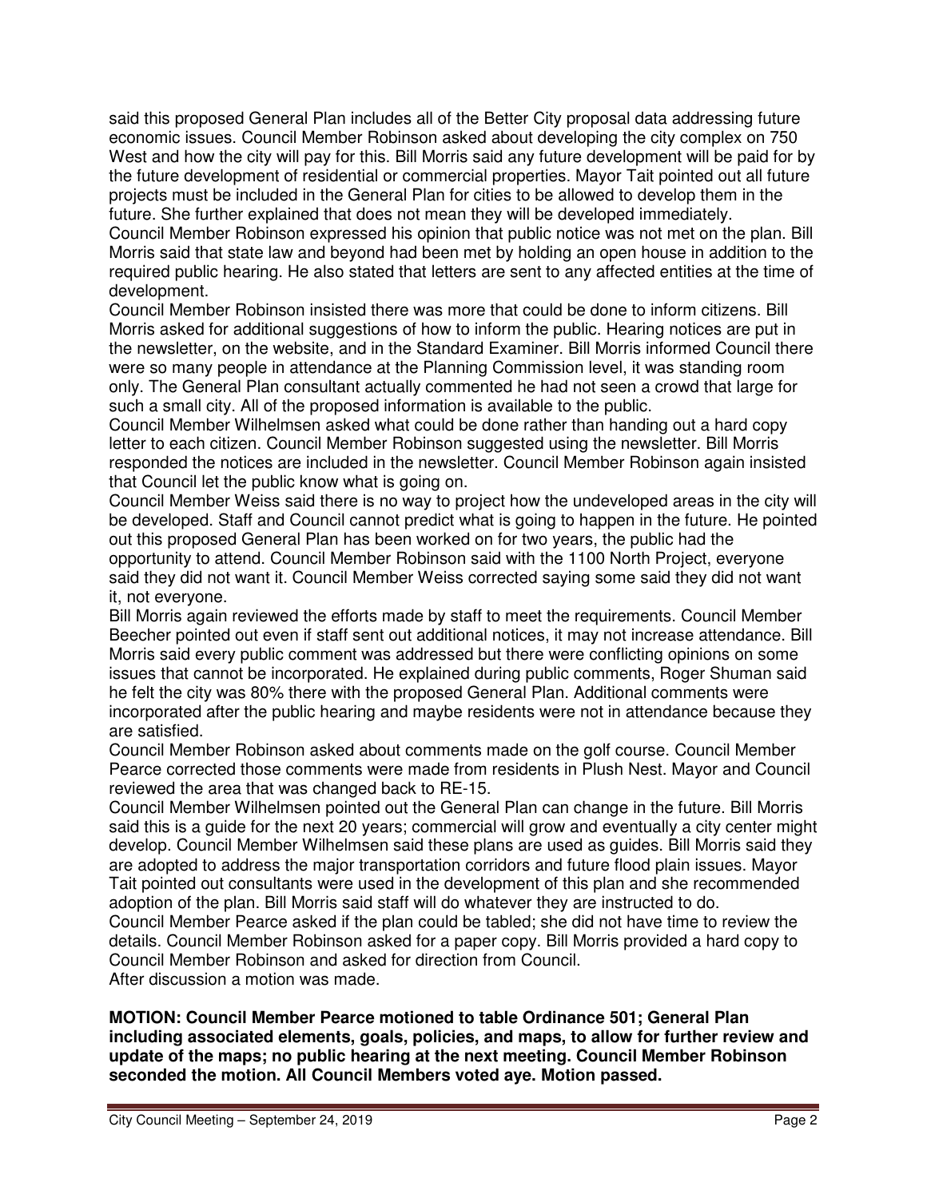said this proposed General Plan includes all of the Better City proposal data addressing future economic issues. Council Member Robinson asked about developing the city complex on 750 West and how the city will pay for this. Bill Morris said any future development will be paid for by the future development of residential or commercial properties. Mayor Tait pointed out all future projects must be included in the General Plan for cities to be allowed to develop them in the future. She further explained that does not mean they will be developed immediately.

Council Member Robinson expressed his opinion that public notice was not met on the plan. Bill Morris said that state law and beyond had been met by holding an open house in addition to the required public hearing. He also stated that letters are sent to any affected entities at the time of development.

Council Member Robinson insisted there was more that could be done to inform citizens. Bill Morris asked for additional suggestions of how to inform the public. Hearing notices are put in the newsletter, on the website, and in the Standard Examiner. Bill Morris informed Council there were so many people in attendance at the Planning Commission level, it was standing room only. The General Plan consultant actually commented he had not seen a crowd that large for such a small city. All of the proposed information is available to the public.

Council Member Wilhelmsen asked what could be done rather than handing out a hard copy letter to each citizen. Council Member Robinson suggested using the newsletter. Bill Morris responded the notices are included in the newsletter. Council Member Robinson again insisted that Council let the public know what is going on.

Council Member Weiss said there is no way to project how the undeveloped areas in the city will be developed. Staff and Council cannot predict what is going to happen in the future. He pointed out this proposed General Plan has been worked on for two years, the public had the opportunity to attend. Council Member Robinson said with the 1100 North Project, everyone said they did not want it. Council Member Weiss corrected saying some said they did not want it, not everyone.

Bill Morris again reviewed the efforts made by staff to meet the requirements. Council Member Beecher pointed out even if staff sent out additional notices, it may not increase attendance. Bill Morris said every public comment was addressed but there were conflicting opinions on some issues that cannot be incorporated. He explained during public comments, Roger Shuman said he felt the city was 80% there with the proposed General Plan. Additional comments were incorporated after the public hearing and maybe residents were not in attendance because they are satisfied.

Council Member Robinson asked about comments made on the golf course. Council Member Pearce corrected those comments were made from residents in Plush Nest. Mayor and Council reviewed the area that was changed back to RE-15.

Council Member Wilhelmsen pointed out the General Plan can change in the future. Bill Morris said this is a guide for the next 20 years; commercial will grow and eventually a city center might develop. Council Member Wilhelmsen said these plans are used as guides. Bill Morris said they are adopted to address the major transportation corridors and future flood plain issues. Mayor Tait pointed out consultants were used in the development of this plan and she recommended adoption of the plan. Bill Morris said staff will do whatever they are instructed to do.

Council Member Pearce asked if the plan could be tabled; she did not have time to review the details. Council Member Robinson asked for a paper copy. Bill Morris provided a hard copy to Council Member Robinson and asked for direction from Council.

After discussion a motion was made.

**MOTION: Council Member Pearce motioned to table Ordinance 501; General Plan including associated elements, goals, policies, and maps, to allow for further review and update of the maps; no public hearing at the next meeting. Council Member Robinson seconded the motion. All Council Members voted aye. Motion passed.**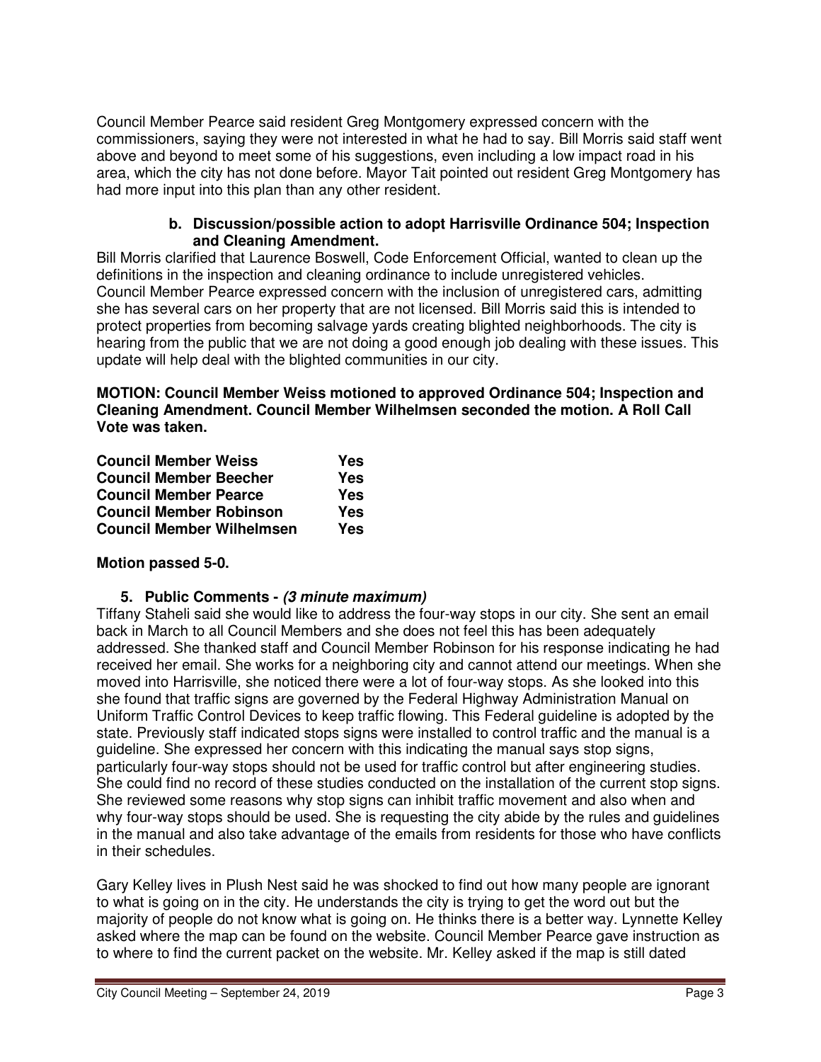Council Member Pearce said resident Greg Montgomery expressed concern with the commissioners, saying they were not interested in what he had to say. Bill Morris said staff went above and beyond to meet some of his suggestions, even including a low impact road in his area, which the city has not done before. Mayor Tait pointed out resident Greg Montgomery has had more input into this plan than any other resident.

**b. Discussion/possible action to adopt Harrisville Ordinance 504; Inspection and Cleaning Amendment.**

Bill Morris clarified that Laurence Boswell, Code Enforcement Official, wanted to clean up the definitions in the inspection and cleaning ordinance to include unregistered vehicles. Council Member Pearce expressed concern with the inclusion of unregistered cars, admitting she has several cars on her property that are not licensed. Bill Morris said this is intended to protect properties from becoming salvage yards creating blighted neighborhoods. The city is hearing from the public that we are not doing a good enough job dealing with these issues. This update will help deal with the blighted communities in our city.

**MOTION: Council Member Weiss motioned to approved Ordinance 504; Inspection and Cleaning Amendment. Council Member Wilhelmsen seconded the motion. A Roll Call Vote was taken.**

| | |
|---|---|
| **Council Member Weiss** | **Yes** |
| **Council Member Beecher** | **Yes** |
| **Council Member Pearce** | **Yes** |
| **Council Member Robinson** | **Yes** |
| **Council Member Wilhelmsen** | **Yes** |

**Motion passed 5-0.**

**5. Public Comments - *(3 minute maximum)***

Tiffany Staheli said she would like to address the four-way stops in our city. She sent an email back in March to all Council Members and she does not feel this has been adequately addressed. She thanked staff and Council Member Robinson for his response indicating he had received her email. She works for a neighboring city and cannot attend our meetings. When she moved into Harrisville, she noticed there were a lot of four-way stops. As she looked into this she found that traffic signs are governed by the Federal Highway Administration Manual on Uniform Traffic Control Devices to keep traffic flowing. This Federal guideline is adopted by the state. Previously staff indicated stops signs were installed to control traffic and the manual is a guideline. She expressed her concern with this indicating the manual says stop signs, particularly four-way stops should not be used for traffic control but after engineering studies. She could find no record of these studies conducted on the installation of the current stop signs. She reviewed some reasons why stop signs can inhibit traffic movement and also when and why four-way stops should be used. She is requesting the city abide by the rules and guidelines in the manual and also take advantage of the emails from residents for those who have conflicts in their schedules.

Gary Kelley lives in Plush Nest said he was shocked to find out how many people are ignorant to what is going on in the city. He understands the city is trying to get the word out but the majority of people do not know what is going on. He thinks there is a better way. Lynnette Kelley asked where the map can be found on the website. Council Member Pearce gave instruction as to where to find the current packet on the website. Mr. Kelley asked if the map is still dated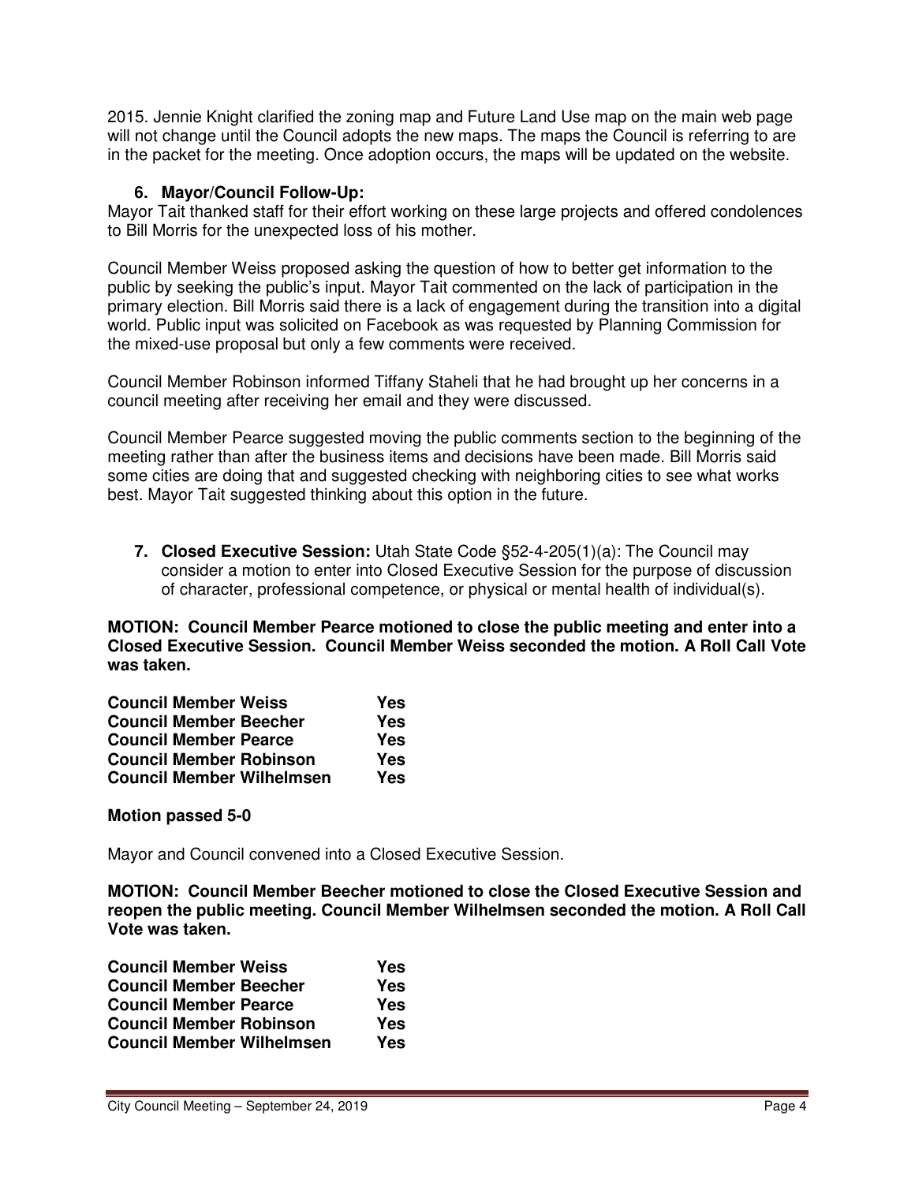2015. Jennie Knight clarified the zoning map and Future Land Use map on the main web page will not change until the Council adopts the new maps. The maps the Council is referring to are in the packet for the meeting. Once adoption occurs, the maps will be updated on the website.

**6. Mayor/Council Follow-Up:**

Mayor Tait thanked staff for their effort working on these large projects and offered condolences to Bill Morris for the unexpected loss of his mother.

Council Member Weiss proposed asking the question of how to better get information to the public by seeking the public's input. Mayor Tait commented on the lack of participation in the primary election. Bill Morris said there is a lack of engagement during the transition into a digital world. Public input was solicited on Facebook as was requested by Planning Commission for the mixed-use proposal but only a few comments were received.

Council Member Robinson informed Tiffany Staheli that he had brought up her concerns in a council meeting after receiving her email and they were discussed.

Council Member Pearce suggested moving the public comments section to the beginning of the meeting rather than after the business items and decisions have been made. Bill Morris said some cities are doing that and suggested checking with neighboring cities to see what works best. Mayor Tait suggested thinking about this option in the future.

**7. Closed Executive Session:** Utah State Code §52-4-205(1)(a): The Council may consider a motion to enter into Closed Executive Session for the purpose of discussion of character, professional competence, or physical or mental health of individual(s).

**MOTION: Council Member Pearce motioned to close the public meeting and enter into a Closed Executive Session. Council Member Weiss seconded the motion. A Roll Call Vote was taken.**

| | |
|---|---|
| **Council Member Weiss** | **Yes** |
| **Council Member Beecher** | **Yes** |
| **Council Member Pearce** | **Yes** |
| **Council Member Robinson** | **Yes** |
| **Council Member Wilhelmsen** | **Yes** |

**Motion passed 5-0**

Mayor and Council convened into a Closed Executive Session.

**MOTION: Council Member Beecher motioned to close the Closed Executive Session and reopen the public meeting. Council Member Wilhelmsen seconded the motion. A Roll Call Vote was taken.**

| | |
|---|---|
| **Council Member Weiss** | **Yes** |
| **Council Member Beecher** | **Yes** |
| **Council Member Pearce** | **Yes** |
| **Council Member Robinson** | **Yes** |
| **Council Member Wilhelmsen** | **Yes** |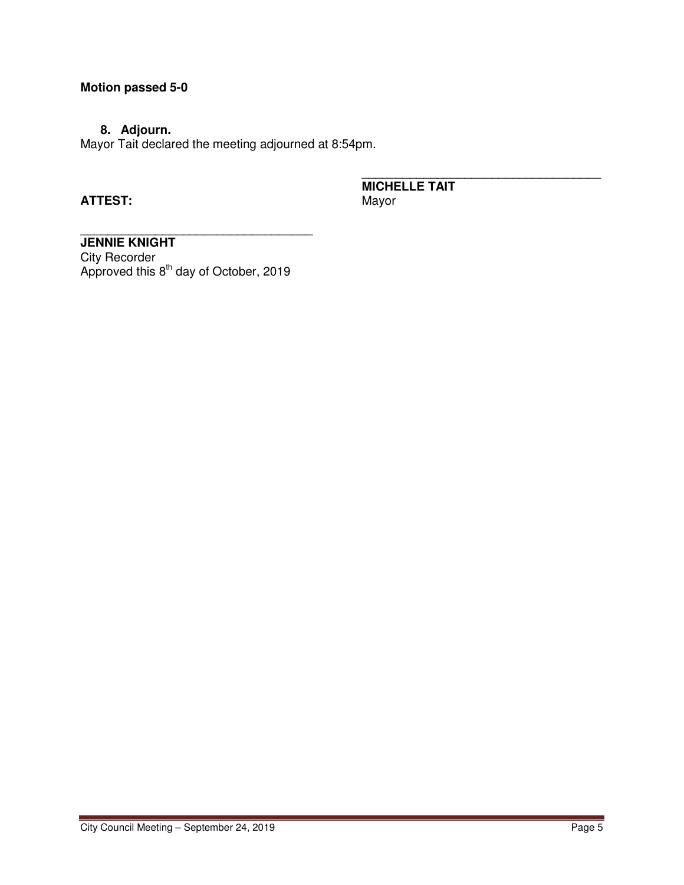**Motion passed 5-0**

8. **Adjourn.**

Mayor Tait declared the meeting adjourned at 8:54pm.

____________________________________

**MICHELLE TAIT**
Mayor

**ATTEST:**

____________________________________

**JENNIE KNIGHT**
City Recorder
Approved this 8th day of October, 2019